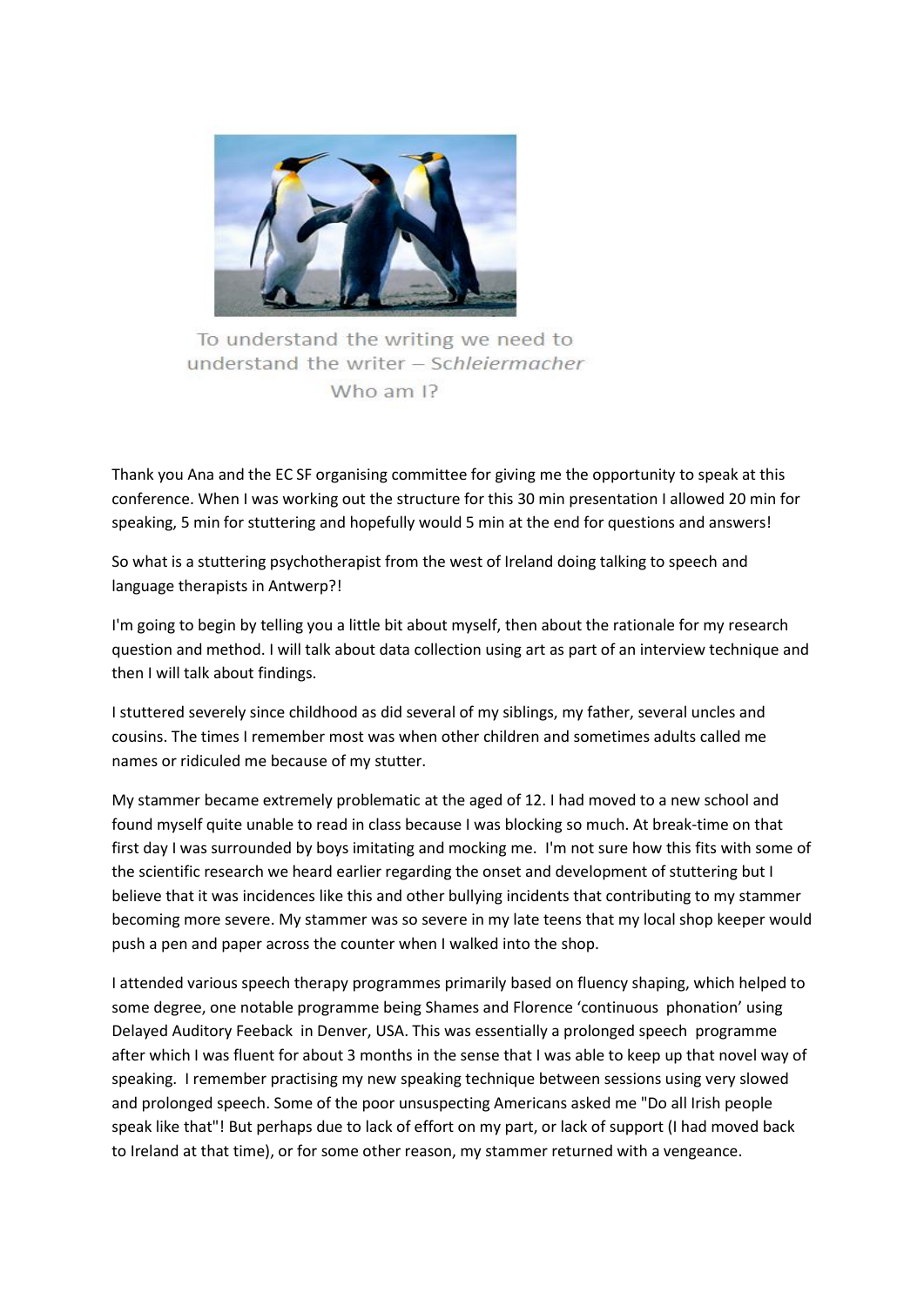To understand the writing we need to understand the writer – Sc*hleiermacher*

Who am I?

Thank you Ana and the EC SF organising committee for giving me the opportunity to speak at this conference. When I was working out the structure for this 30 min presentation I allowed 20 min for speaking, 5 min for stuttering and hopefully would 5 min at the end for questions and answers!

So what is a stuttering psychotherapist from the west of Ireland doing talking to speech and language therapists in Antwerp?!

I'm going to begin by telling you a little bit about myself, then about the rationale for my research question and method. I will talk about data collection using art as part of an interview technique and then I will talk about findings.

I stuttered severely since childhood as did several of my siblings, my father, several uncles and cousins. The times I remember most was when other children and sometimes adults called me names or ridiculed me because of my stutter.

My stammer became extremely problematic at the aged of 12. I had moved to a new school and found myself quite unable to read in class because I was blocking so much. At break-time on that first day I was surrounded by boys imitating and mocking me. I'm not sure how this fits with some of the scientific research we heard earlier regarding the onset and development of stuttering but I believe that it was incidences like this and other bullying incidents that contributing to my stammer becoming more severe. My stammer was so severe in my late teens that my local shop keeper would push a pen and paper across the counter when I walked into the shop.

I attended various speech therapy programmes primarily based on fluency shaping, which helped to some degree, one notable programme being Shames and Florence 'continuous phonation' using Delayed Auditory Feeback in Denver, USA. This was essentially a prolonged speech programme after which I was fluent for about 3 months in the sense that I was able to keep up that novel way of speaking. I remember practising my new speaking technique between sessions using very slowed and prolonged speech. Some of the poor unsuspecting Americans asked me "Do all Irish people speak like that"! But perhaps due to lack of effort on my part, or lack of support (I had moved back to Ireland at that time), or for some other reason, my stammer returned with a vengeance.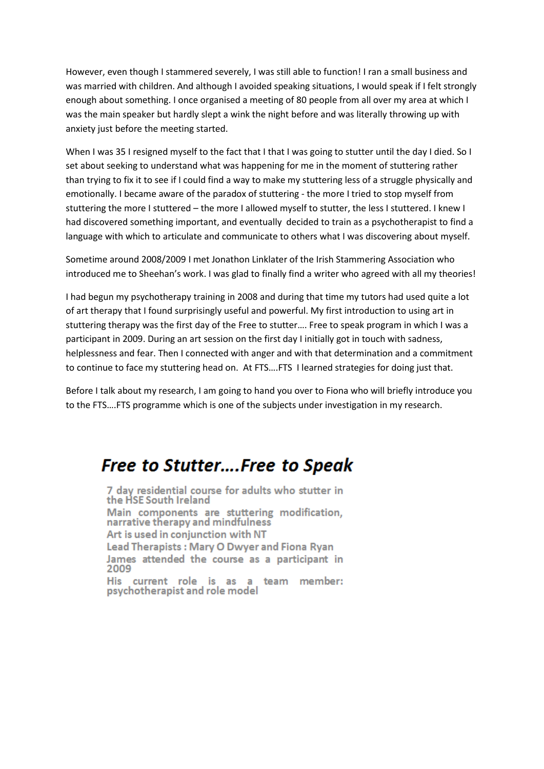However, even though I stammered severely, I was still able to function! I ran a small business and was married with children. And although I avoided speaking situations, I would speak if I felt strongly enough about something. I once organised a meeting of 80 people from all over my area at which I was the main speaker but hardly slept a wink the night before and was literally throwing up with anxiety just before the meeting started.

When I was 35 I resigned myself to the fact that I that I was going to stutter until the day I died. So I set about seeking to understand what was happening for me in the moment of stuttering rather than trying to fix it to see if I could find a way to make my stuttering less of a struggle physically and emotionally. I became aware of the paradox of stuttering - the more I tried to stop myself from stuttering the more I stuttered – the more I allowed myself to stutter, the less I stuttered. I knew I had discovered something important, and eventually decided to train as a psychotherapist to find a language with which to articulate and communicate to others what I was discovering about myself.

Sometime around 2008/2009 I met Jonathon Linklater of the Irish Stammering Association who introduced me to Sheehan's work. I was glad to finally find a writer who agreed with all my theories!

I had begun my psychotherapy training in 2008 and during that time my tutors had used quite a lot of art therapy that I found surprisingly useful and powerful. My first introduction to using art in stuttering therapy was the first day of the Free to stutter…. Free to speak program in which I was a participant in 2009. During an art session on the first day I initially got in touch with sadness, helplessness and fear. Then I connected with anger and with that determination and a commitment to continue to face my stuttering head on. At FTS….FTS I learned strategies for doing just that.

Before I talk about my research, I am going to hand you over to Fiona who will briefly introduce you to the FTS….FTS programme which is one of the subjects under investigation in my research.

## *Free to Stutter….Free to Speak*

7 day residential course for adults who stutter in the HSE South Ireland

Main components are stuttering modification, narrative therapy and mindfulness

Art is used in conjunction with NT

Lead Therapists : Mary O Dwyer and Fiona Ryan

James attended the course as a participant in 2009

His current role is as a team member: psychotherapist and role model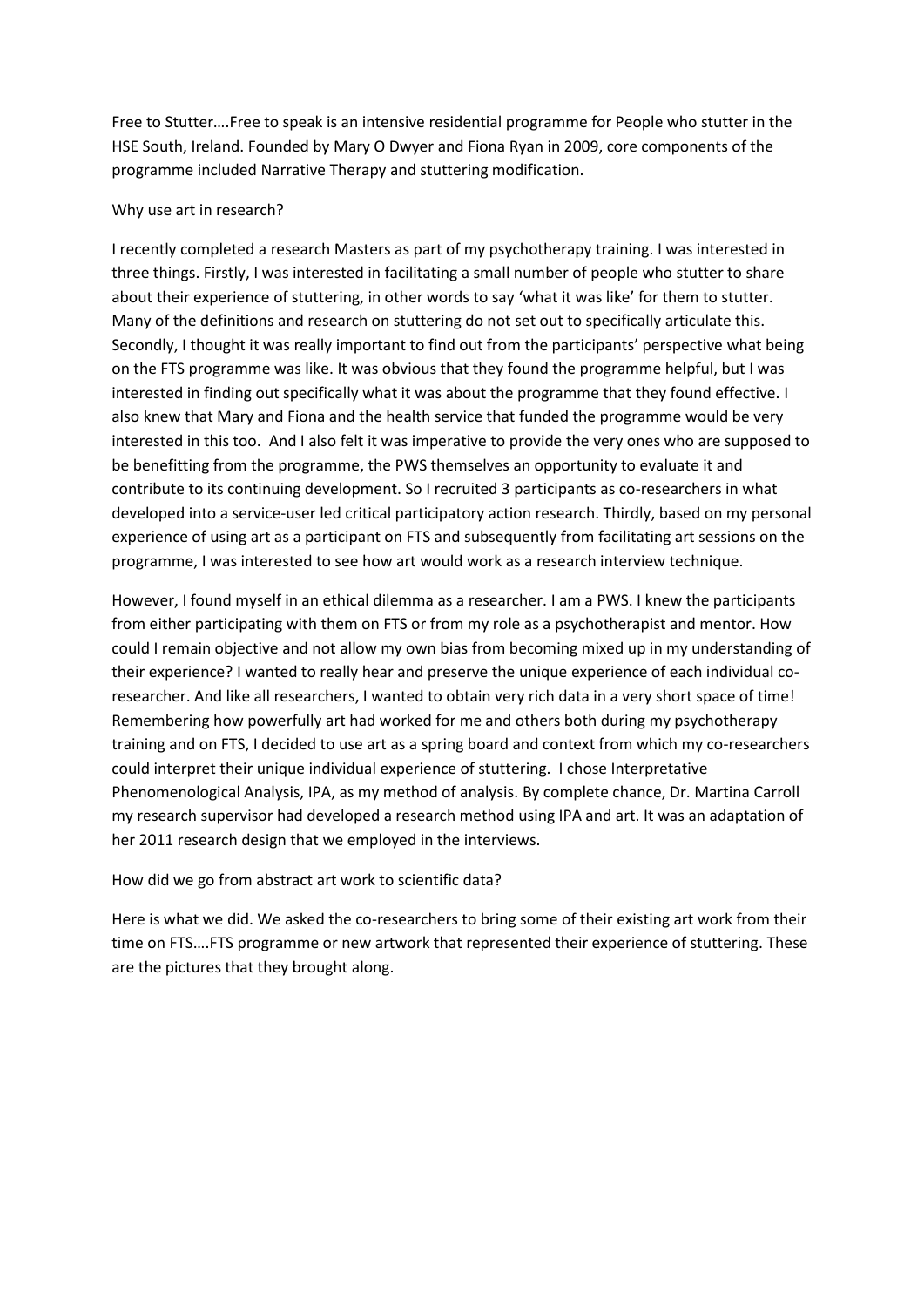Free to Stutter….Free to speak is an intensive residential programme for People who stutter in the HSE South, Ireland. Founded by Mary O Dwyer and Fiona Ryan in 2009, core components of the programme included Narrative Therapy and stuttering modification.

Why use art in research?

I recently completed a research Masters as part of my psychotherapy training. I was interested in three things. Firstly, I was interested in facilitating a small number of people who stutter to share about their experience of stuttering, in other words to say 'what it was like' for them to stutter. Many of the definitions and research on stuttering do not set out to specifically articulate this. Secondly, I thought it was really important to find out from the participants' perspective what being on the FTS programme was like. It was obvious that they found the programme helpful, but I was interested in finding out specifically what it was about the programme that they found effective. I also knew that Mary and Fiona and the health service that funded the programme would be very interested in this too. And I also felt it was imperative to provide the very ones who are supposed to be benefitting from the programme, the PWS themselves an opportunity to evaluate it and contribute to its continuing development. So I recruited 3 participants as co-researchers in what developed into a service-user led critical participatory action research. Thirdly, based on my personal experience of using art as a participant on FTS and subsequently from facilitating art sessions on the programme, I was interested to see how art would work as a research interview technique.

However, I found myself in an ethical dilemma as a researcher. I am a PWS. I knew the participants from either participating with them on FTS or from my role as a psychotherapist and mentor. How could I remain objective and not allow my own bias from becoming mixed up in my understanding of their experience? I wanted to really hear and preserve the unique experience of each individual co-researcher. And like all researchers, I wanted to obtain very rich data in a very short space of time! Remembering how powerfully art had worked for me and others both during my psychotherapy training and on FTS, I decided to use art as a spring board and context from which my co-researchers could interpret their unique individual experience of stuttering. I chose Interpretative Phenomenological Analysis, IPA, as my method of analysis. By complete chance, Dr. Martina Carroll my research supervisor had developed a research method using IPA and art. It was an adaptation of her 2011 research design that we employed in the interviews.

How did we go from abstract art work to scientific data?

Here is what we did. We asked the co-researchers to bring some of their existing art work from their time on FTS….FTS programme or new artwork that represented their experience of stuttering. These are the pictures that they brought along.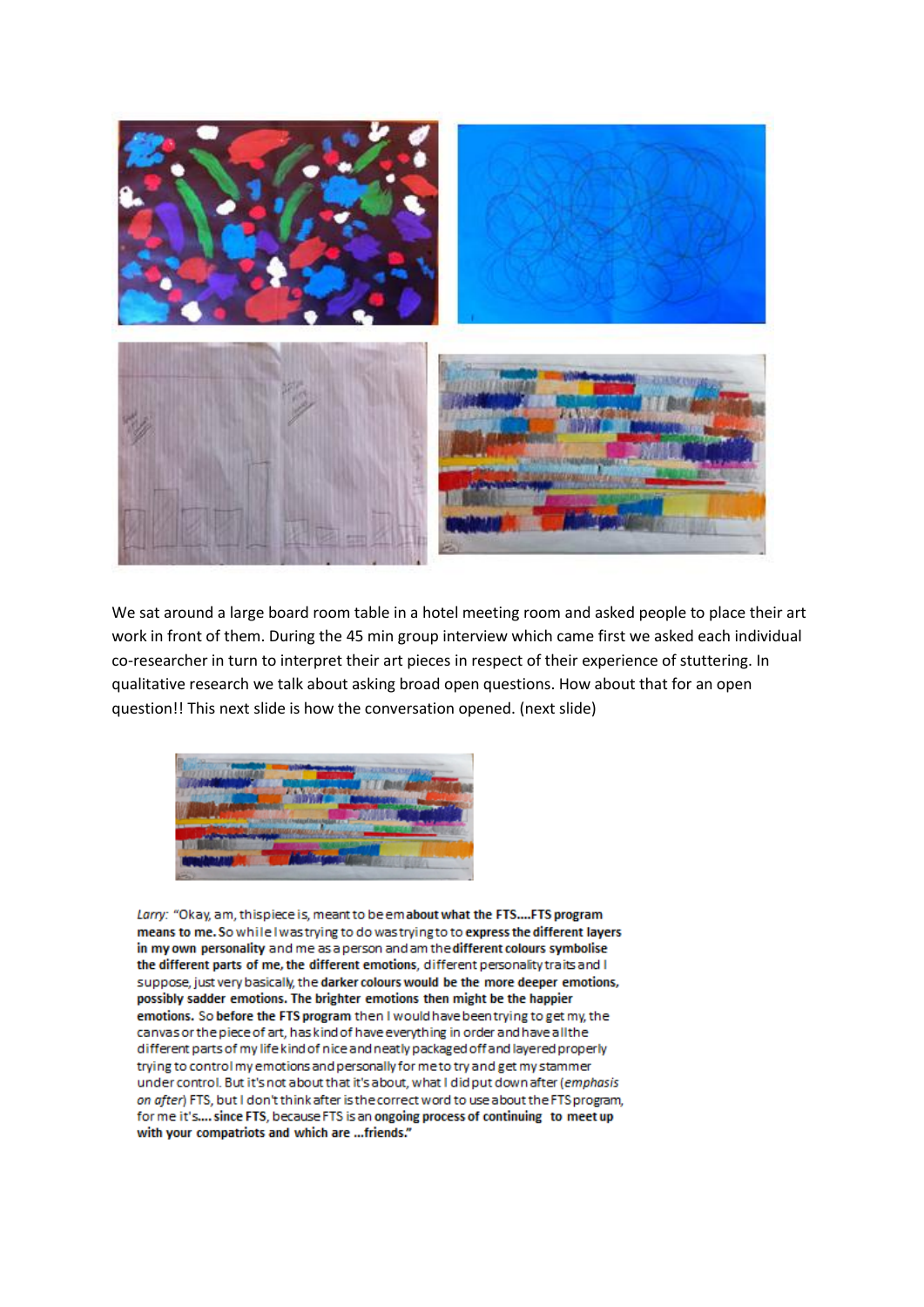We sat around a large board room table in a hotel meeting room and asked people to place their art work in front of them. During the 45 min group interview which came first we asked each individual co-researcher in turn to interpret their art pieces in respect of their experience of stuttering. In qualitative research we talk about asking broad open questions. How about that for an open question!! This next slide is how the conversation opened. (next slide)

*Larry:* "Okay, am, this piece is, meant to be em **about what the FTS....FTS program means to me.** So while I was trying to do was trying to to **express the different layers in my own personality** and me as a person and am the **different colours symbolise the different parts of me, the different emotions**, different personality traits and I suppose, just very basically, the **darker colours would be the more deeper emotions, possibly sadder emotions. The brighter emotions then might be the happier emotions.** So **before the FTS program** then I would have been trying to get my, the canvas or the piece of art, has kind of have everything in order and have all the different parts of my life kind of nice and neatly packaged off and layered properly trying to control my emotions and personally for me to try and get my stammer under control. But it's not about that it's about, what I did put down after (*emphasis on after*) FTS, but I don't think after is the correct word to use about the FTS program, for me it's.... **since FTS**, because FTS is an **ongoing process of continuing to meet up with your compatriots and which are ...friends.**"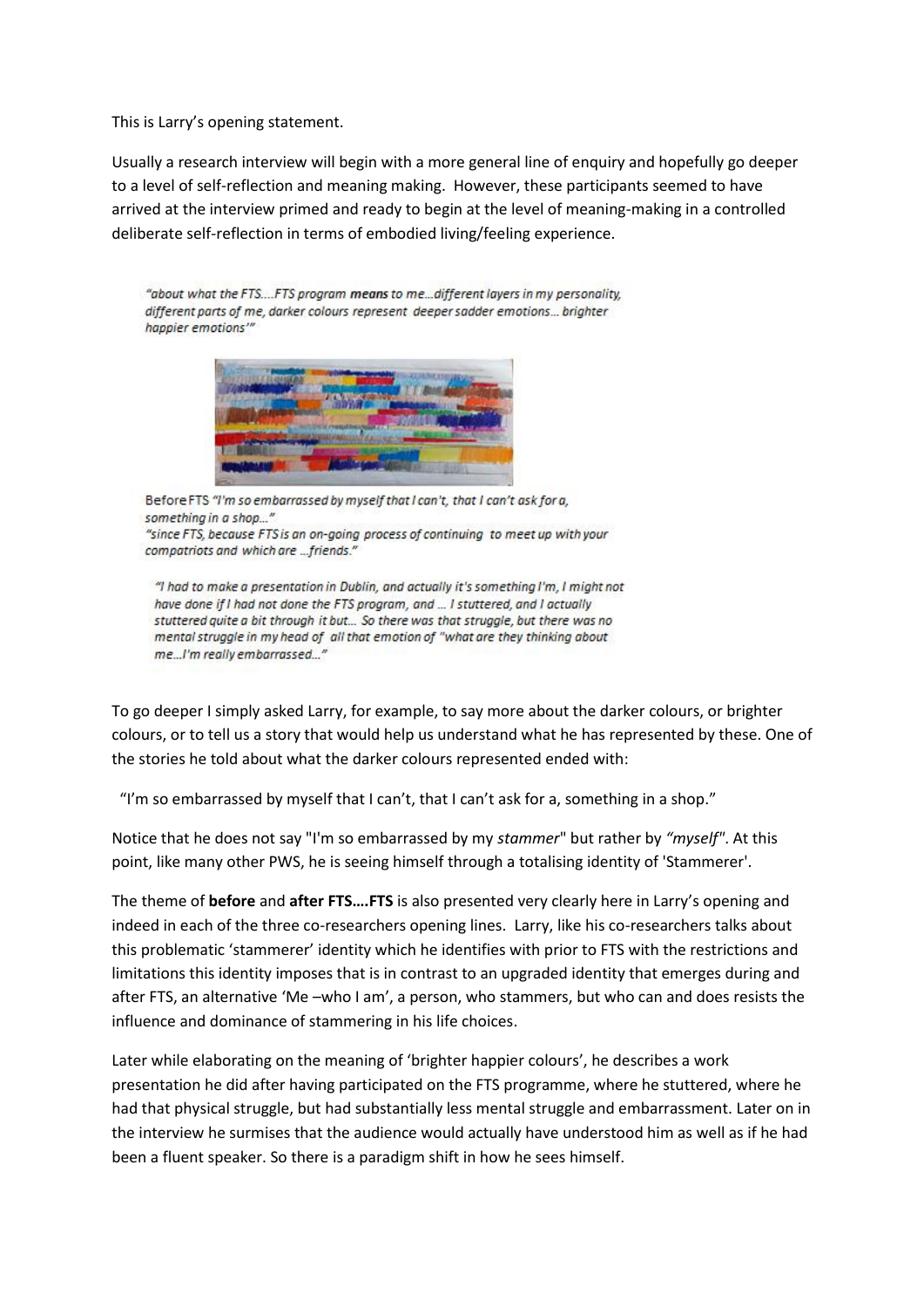This is Larry's opening statement.

Usually a research interview will begin with a more general line of enquiry and hopefully go deeper to a level of self-reflection and meaning making. However, these participants seemed to have arrived at the interview primed and ready to begin at the level of meaning-making in a controlled deliberate self-reflection in terms of embodied living/feeling experience.

> *"about what the FTS....FTS program **means** to me...different layers in my personality, different parts of me, darker colours represent deeper sadder emotions... brighter happier emotions'"*

> Before FTS *"I'm so embarrassed by myself that I can't, that I can't ask for a, something in a shop..."*
> *"since FTS, because FTS is an on-going process of continuing to meet up with your compatriots and which are ...friends."*

> *"I had to make a presentation in Dublin, and actually it's something I'm, I might not have done if I had not done the FTS program, and ... I stuttered, and I actually stuttered quite a bit through it but... So there was that struggle, but there was no mental struggle in my head of all that emotion of "what are they thinking about me...I'm really embarrassed..."*

To go deeper I simply asked Larry, for example, to say more about the darker colours, or brighter colours, or to tell us a story that would help us understand what he has represented by these. One of the stories he told about what the darker colours represented ended with:

"I'm so embarrassed by myself that I can't, that I can't ask for a, something in a shop."

Notice that he does not say "I'm so embarrassed by my *stammer*" but rather by *"myself"*. At this point, like many other PWS, he is seeing himself through a totalising identity of 'Stammerer'.

The theme of **before** and **after FTS….FTS** is also presented very clearly here in Larry's opening and indeed in each of the three co-researchers opening lines. Larry, like his co-researchers talks about this problematic 'stammerer' identity which he identifies with prior to FTS with the restrictions and limitations this identity imposes that is in contrast to an upgraded identity that emerges during and after FTS, an alternative 'Me –who I am', a person, who stammers, but who can and does resists the influence and dominance of stammering in his life choices.

Later while elaborating on the meaning of 'brighter happier colours', he describes a work presentation he did after having participated on the FTS programme, where he stuttered, where he had that physical struggle, but had substantially less mental struggle and embarrassment. Later on in the interview he surmises that the audience would actually have understood him as well as if he had been a fluent speaker. So there is a paradigm shift in how he sees himself.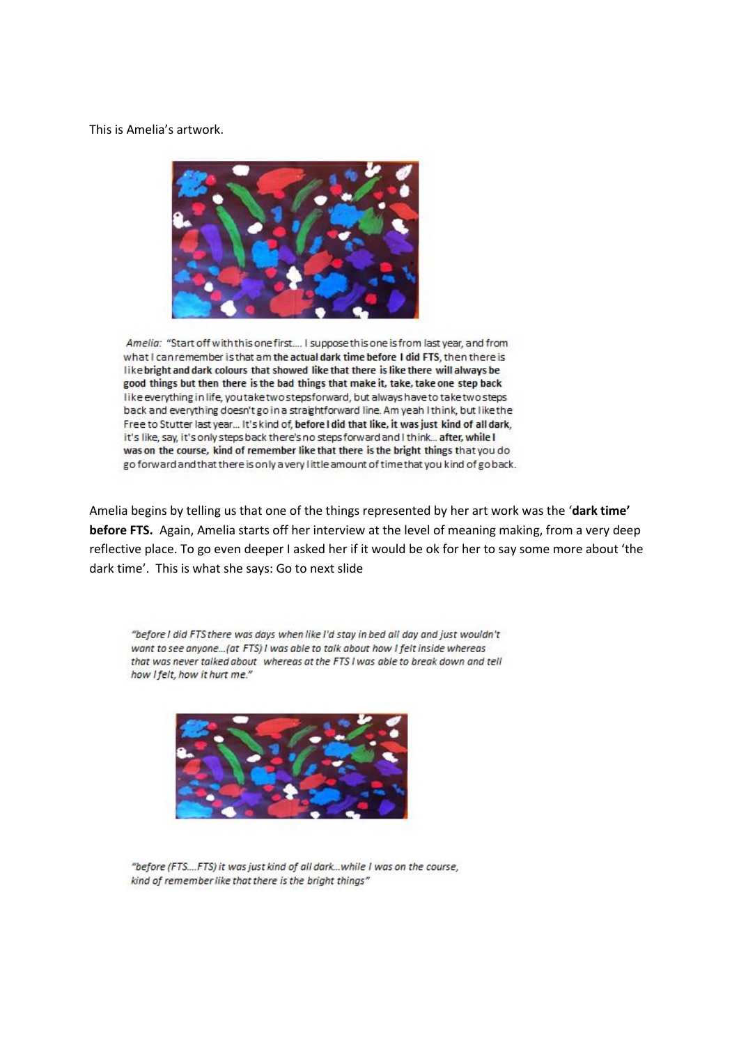This is Amelia's artwork.

*Amelia:* "Start off with this one first.... I suppose this one is from last year, and from what I can remember is that am **the actual dark time before I did FTS**, then there is like **bright and dark colours that showed like that there is like there will always be good things but then there is the bad things that make it, take, take one step back** like everything in life, you take two steps forward, but always have to take two steps back and everything doesn't go in a straightforward line. Am yeah I think, but like the Free to Stutter last year... It's kind of, **before I did that like, it was just kind of all dark**, it's like, say, it's only steps back there's no steps forward and I think... **after, while I was on the course, kind of remember like that there is the bright things** that you do go forward and that there is only a very little amount of time that you kind of go back.

Amelia begins by telling us that one of the things represented by her art work was the '**dark time' before FTS.** Again, Amelia starts off her interview at the level of meaning making, from a very deep reflective place. To go even deeper I asked her if it would be ok for her to say some more about 'the dark time'. This is what she says: Go to next slide

*"before I did FTS there was days when like I'd stay in bed all day and just wouldn't want to see anyone...(at FTS) I was able to talk about how I felt inside whereas that was never talked about whereas at the FTS I was able to break down and tell how I felt, how it hurt me."*

*"before (FTS....FTS) it was just kind of all dark...while I was on the course, kind of remember like that there is the bright things"*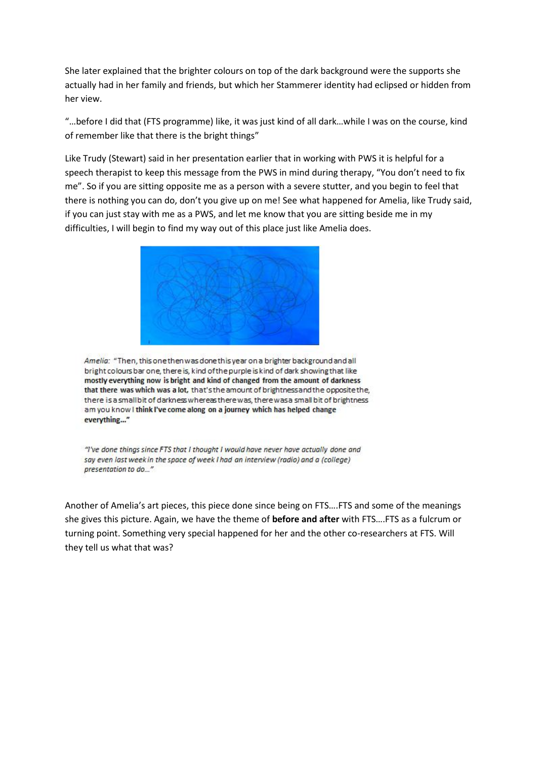She later explained that the brighter colours on top of the dark background were the supports she actually had in her family and friends, but which her Stammerer identity had eclipsed or hidden from her view.

"…before I did that (FTS programme) like, it was just kind of all dark…while I was on the course, kind of remember like that there is the bright things"

Like Trudy (Stewart) said in her presentation earlier that in working with PWS it is helpful for a speech therapist to keep this message from the PWS in mind during therapy, "You don't need to fix me". So if you are sitting opposite me as a person with a severe stutter, and you begin to feel that there is nothing you can do, don't you give up on me! See what happened for Amelia, like Trudy said, if you can just stay with me as a PWS, and let me know that you are sitting beside me in my difficulties, I will begin to find my way out of this place just like Amelia does.

*Amelia:* "Then, this one then was done this year on a brighter background and all bright colours bar one, there is, kind of the purple is kind of dark showing that like **mostly everything now is bright and kind of changed from the amount of darkness that there was which was a lot,** that's the amount of brightness and the opposite the, there is a small bit of darkness whereas there was, there was a small bit of brightness am you know I **think I've come along on a journey which has helped change everything…"**

*"I've done things since FTS that I thought I would have never have actually done and say even last week in the space of week I had an interview (radio) and a (college) presentation to do…"*

Another of Amelia's art pieces, this piece done since being on FTS….FTS and some of the meanings she gives this picture. Again, we have the theme of **before and after** with FTS….FTS as a fulcrum or turning point. Something very special happened for her and the other co-researchers at FTS. Will they tell us what that was?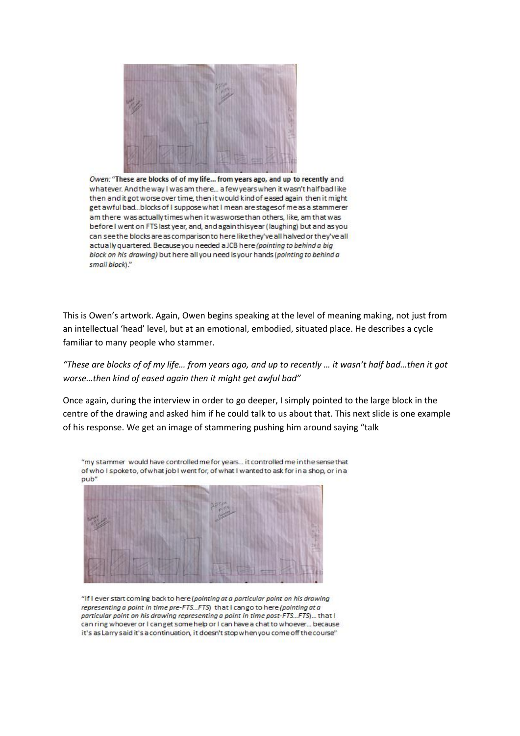Owen: "**These are blocks of of my life… from years ago, and up to recently** and whatever. And the way I was am there… a few years when it wasn't half bad like then and it got worse over time, then it would kind of eased again then it might get awful bad…blocks of I suppose what I mean are stages of me as a stammerer am there was actually times when it was worse than others, like, am that was before I went on FTS last year, and, and again this year (laughing) but and as you can see the blocks are as comparison to here like they've all halved or they've all actually quartered. Because you needed a JCB here *(pointing to behind a big block on his drawing)* but here all you need is your hands *(pointing to behind a small block)*."

This is Owen's artwork. Again, Owen begins speaking at the level of meaning making, not just from an intellectual 'head' level, but at an emotional, embodied, situated place. He describes a cycle familiar to many people who stammer.

*"These are blocks of of my life… from years ago, and up to recently … it wasn't half bad…then it got worse…then kind of eased again then it might get awful bad"*

Once again, during the interview in order to go deeper, I simply pointed to the large block in the centre of the drawing and asked him if he could talk to us about that. This next slide is one example of his response. We get an image of stammering pushing him around saying "talk

"my stammer would have controlled me for years… it controlled me in the sense that of who I spoke to, of what job I went for, of what I wanted to ask for in a shop, or in a pub"

"If I ever start coming back to here *(pointing at a particular point on his drawing representing a point in time pre-FTS…FTS)* that I can go to here *(pointing at a particular point on his drawing representing a point in time post-FTS…FTS)*… that I can ring whoever or I can get some help or I can have a chat to whoever… because it's as Larry said it's a continuation, it doesn't stop when you come off the course"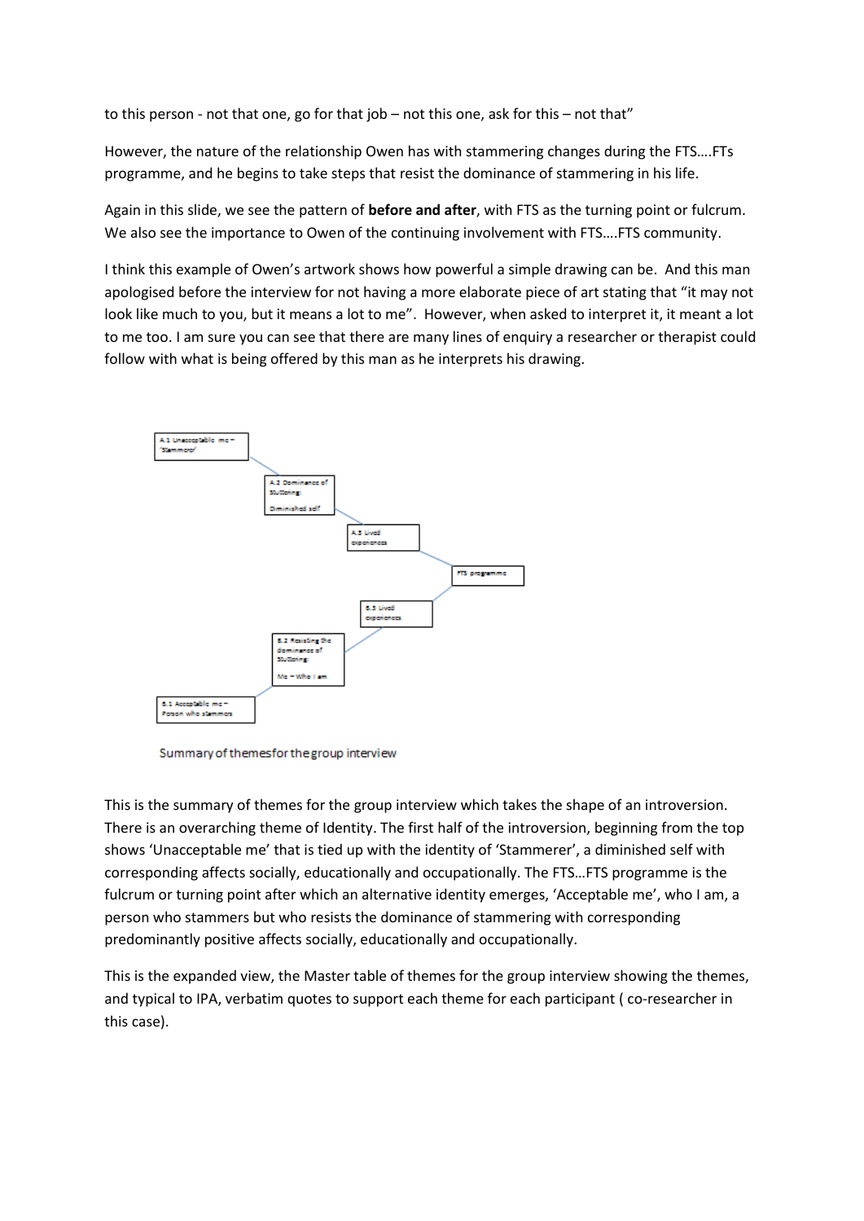to this person - not that one, go for that job – not this one, ask for this – not that"

However, the nature of the relationship Owen has with stammering changes during the FTS….FTs programme, and he begins to take steps that resist the dominance of stammering in his life.

Again in this slide, we see the pattern of **before and after**, with FTS as the turning point or fulcrum. We also see the importance to Owen of the continuing involvement with FTS….FTS community.

I think this example of Owen's artwork shows how powerful a simple drawing can be. And this man apologised before the interview for not having a more elaborate piece of art stating that "it may not look like much to you, but it means a lot to me". However, when asked to interpret it, it meant a lot to me too. I am sure you can see that there are many lines of enquiry a researcher or therapist could follow with what is being offered by this man as he interprets his drawing.

A.1 Unacceptable me – 'Stammerer'

A.2 Dominance of Stuttering: Diminished self

A.3 Lived experiences

FTS programme

B.3 Lived experiences

B.2 Resisting the dominance of Stuttering: Me – Who I am

B.1 Acceptable me – Person who stammers

Summary of themes for the group interview

This is the summary of themes for the group interview which takes the shape of an introversion. There is an overarching theme of Identity. The first half of the introversion, beginning from the top shows 'Unacceptable me' that is tied up with the identity of 'Stammerer', a diminished self with corresponding affects socially, educationally and occupationally. The FTS…FTS programme is the fulcrum or turning point after which an alternative identity emerges, 'Acceptable me', who I am, a person who stammers but who resists the dominance of stammering with corresponding predominantly positive affects socially, educationally and occupationally.

This is the expanded view, the Master table of themes for the group interview showing the themes, and typical to IPA, verbatim quotes to support each theme for each participant ( co-researcher in this case).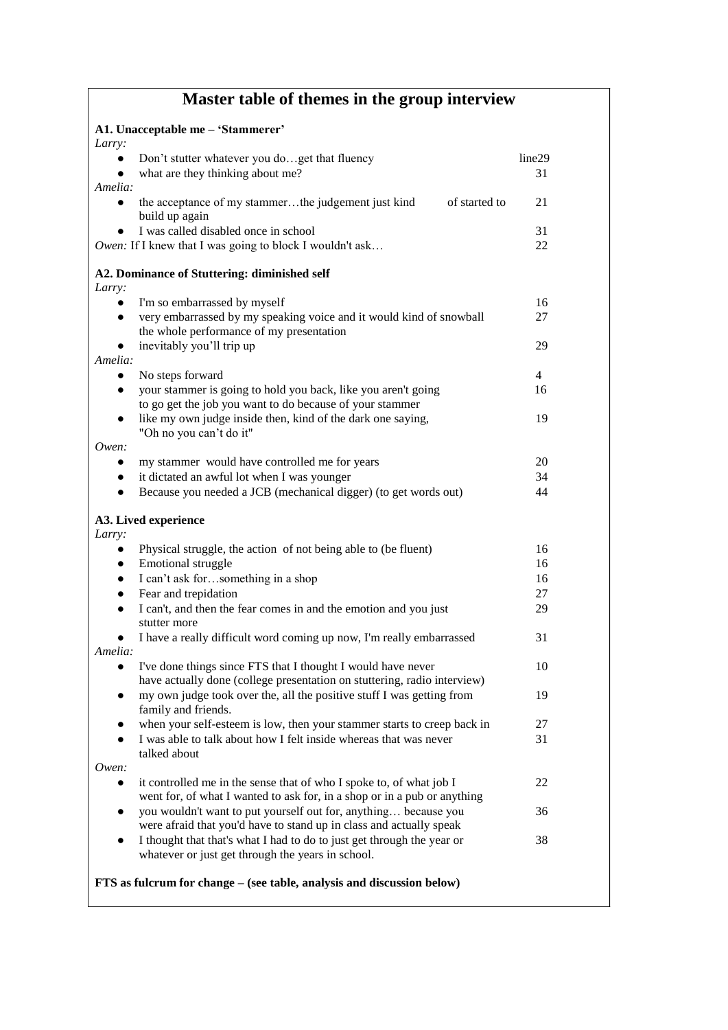# Master table of themes in the group interview

**A1. Unacceptable me – 'Stammerer'**

| | | |
|---|---|---|
| *Larry:* | | |
| ● | Don't stutter whatever you do…get that fluency | line29 |
| ● | what are they thinking about me? | 31 |
| *Amelia:* | | |
| ● | the acceptance of my stammer…the judgement just kind of started to build up again | 21 |
| ● | I was called disabled once in school | 31 |
| *Owen:* | If I knew that I was going to block I wouldn't ask… | 22 |

**A2. Dominance of Stuttering: diminished self**

| | | |
|---|---|---|
| *Larry:* | | |
| ● | I'm so embarrassed by myself | 16 |
| ● | very embarrassed by my speaking voice and it would kind of snowball the whole performance of my presentation | 27 |
| ● | inevitably you'll trip up | 29 |
| *Amelia:* | | |
| ● | No steps forward | 4 |
| ● | your stammer is going to hold you back, like you aren't going to go get the job you want to do because of your stammer | 16 |
| ● | like my own judge inside then, kind of the dark one saying, "Oh no you can't do it" | 19 |
| *Owen:* | | |
| ● | my stammer would have controlled me for years | 20 |
| ● | it dictated an awful lot when I was younger | 34 |
| ● | Because you needed a JCB (mechanical digger) (to get words out) | 44 |

**A3. Lived experience**

| | | |
|---|---|---|
| *Larry:* | | |
| ● | Physical struggle, the action of not being able to (be fluent) | 16 |
| ● | Emotional struggle | 16 |
| ● | I can't ask for…something in a shop | 16 |
| ● | Fear and trepidation | 27 |
| ● | I can't, and then the fear comes in and the emotion and you just stutter more | 29 |
| ● | I have a really difficult word coming up now, I'm really embarrassed | 31 |
| *Amelia:* | | |
| ● | I've done things since FTS that I thought I would have never have actually done (college presentation on stuttering, radio interview) | 10 |
| ● | my own judge took over the, all the positive stuff I was getting from family and friends. | 19 |
| ● | when your self-esteem is low, then your stammer starts to creep back in | 27 |
| ● | I was able to talk about how I felt inside whereas that was never talked about | 31 |
| *Owen:* | | |
| ● | it controlled me in the sense that of who I spoke to, of what job I went for, of what I wanted to ask for, in a shop or in a pub or anything | 22 |
| ● | you wouldn't want to put yourself out for, anything… because you were afraid that you'd have to stand up in class and actually speak | 36 |
| ● | I thought that that's what I had to do to just get through the year or whatever or just get through the years in school. | 38 |

**FTS as fulcrum for change – (see table, analysis and discussion below)**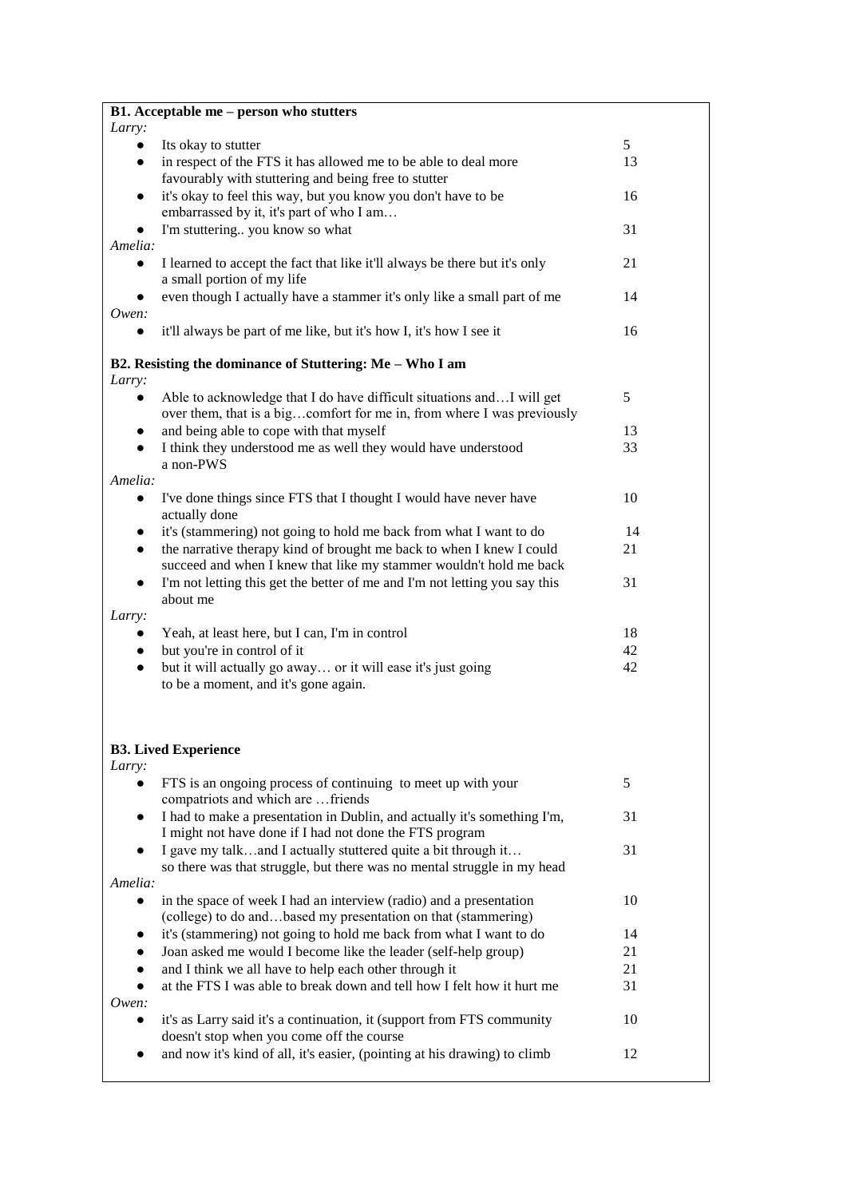**B1. Acceptable me – person who stutters**

*Larry:*

| | |
|---|---|
| • Its okay to stutter | 5 |
| • in respect of the FTS it has allowed me to be able to deal more favourably with stuttering and being free to stutter | 13 |
| • it's okay to feel this way, but you know you don't have to be embarrassed by it, it's part of who I am… | 16 |
| • I'm stuttering.. you know so what | 31 |

*Amelia:*

| | |
|---|---|
| • I learned to accept the fact that like it'll always be there but it's only a small portion of my life | 21 |
| • even though I actually have a stammer it's only like a small part of me | 14 |

*Owen:*

| | |
|---|---|
| • it'll always be part of me like, but it's how I, it's how I see it | 16 |

**B2. Resisting the dominance of Stuttering: Me – Who I am**

*Larry:*

| | |
|---|---|
| • Able to acknowledge that I do have difficult situations and…I will get over them, that is a big…comfort for me in, from where I was previously | 5 |
| • and being able to cope with that myself | 13 |
| • I think they understood me as well they would have understood a non-PWS | 33 |

*Amelia:*

| | |
|---|---|
| • I've done things since FTS that I thought I would have never have actually done | 10 |
| • it's (stammering) not going to hold me back from what I want to do | 14 |
| • the narrative therapy kind of brought me back to when I knew I could succeed and when I knew that like my stammer wouldn't hold me back | 21 |
| • I'm not letting this get the better of me and I'm not letting you say this about me | 31 |

*Larry:*

| | |
|---|---|
| • Yeah, at least here, but I can, I'm in control | 18 |
| • but you're in control of it | 42 |
| • but it will actually go away… or it will ease it's just going to be a moment, and it's gone again. | 42 |

**B3. Lived Experience**

*Larry:*

| | |
|---|---|
| • FTS is an ongoing process of continuing to meet up with your compatriots and which are …friends | 5 |
| • I had to make a presentation in Dublin, and actually it's something I'm, I might not have done if I had not done the FTS program | 31 |
| • I gave my talk…and I actually stuttered quite a bit through it… so there was that struggle, but there was no mental struggle in my head | 31 |

*Amelia:*

| | |
|---|---|
| • in the space of week I had an interview (radio) and a presentation (college) to do and…based my presentation on that (stammering) | 10 |
| • it's (stammering) not going to hold me back from what I want to do | 14 |
| • Joan asked me would I become like the leader (self-help group) | 21 |
| • and I think we all have to help each other through it | 21 |
| • at the FTS I was able to break down and tell how I felt how it hurt me | 31 |

*Owen:*

| | |
|---|---|
| • it's as Larry said it's a continuation, it (support from FTS community doesn't stop when you come off the course | 10 |
| • and now it's kind of all, it's easier, (pointing at his drawing) to climb | 12 |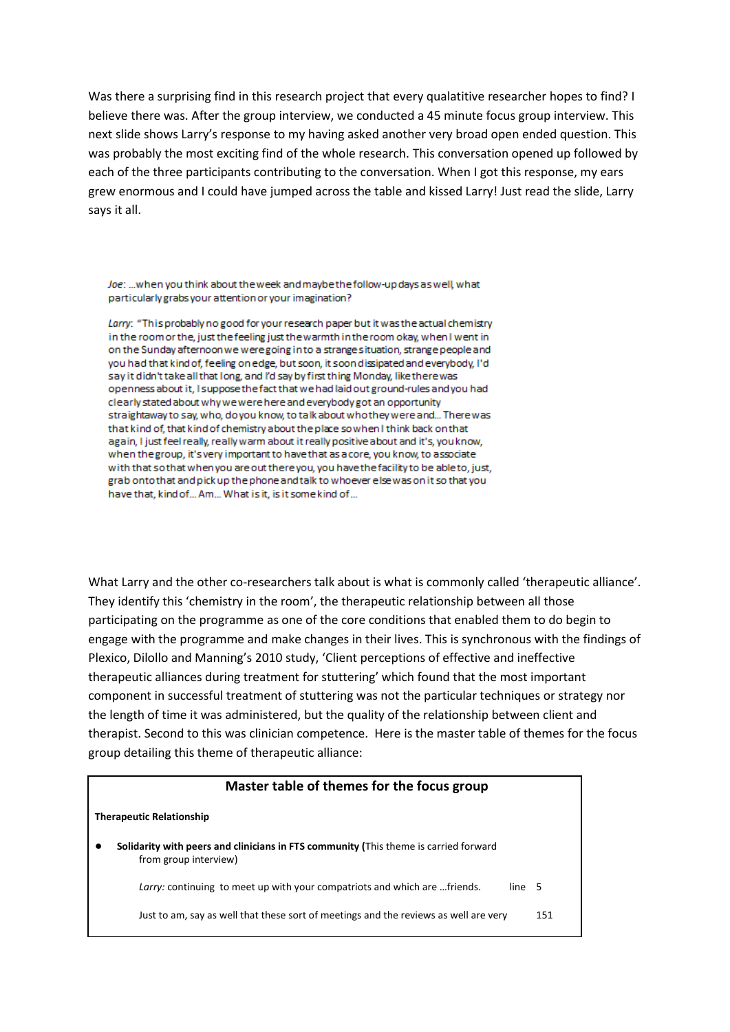Was there a surprising find in this research project that every qualatitive researcher hopes to find? I believe there was. After the group interview, we conducted a 45 minute focus group interview. This next slide shows Larry's response to my having asked another very broad open ended question. This was probably the most exciting find of the whole research. This conversation opened up followed by each of the three participants contributing to the conversation. When I got this response, my ears grew enormous and I could have jumped across the table and kissed Larry! Just read the slide, Larry says it all.

> *Joe*: ...when you think about the week and maybe the follow-up days as well, what particularly grabs your attention or your imagination?
>
> *Larry*: "This probably no good for your research paper but it was the actual chemistry in the room or the, just the feeling just the warmth in the room okay, when I went in on the Sunday afternoon we were going into a strange situation, strange people and you had that kind of, feeling on edge, but soon, it soon dissipated and everybody, I'd say it didn't take all that long, and I'd say by first thing Monday, like there was openness about it, I suppose the fact that we had laid out ground-rules and you had clearly stated about why we were here and everybody got an opportunity straightaway to say, who, do you know, to talk about who they were and... There was that kind of, that kind of chemistry about the place so when I think back on that again, I just feel really, really warm about it really positive about and it's, you know, when the group, it's very important to have that as a core, you know, to associate with that so that when you are out there you, you have the facility to be able to, just, grab onto that and pick up the phone and talk to whoever else was on it so that you have that, kind of... Am... What is it, is it some kind of...

What Larry and the other co-researchers talk about is what is commonly called 'therapeutic alliance'. They identify this 'chemistry in the room', the therapeutic relationship between all those participating on the programme as one of the core conditions that enabled them to do begin to engage with the programme and make changes in their lives. This is synchronous with the findings of Plexico, Dilollo and Manning's 2010 study, 'Client perceptions of effective and ineffective therapeutic alliances during treatment for stuttering' which found that the most important component in successful treatment of stuttering was not the particular techniques or strategy nor the length of time it was administered, but the quality of the relationship between client and therapist. Second to this was clinician competence. Here is the master table of themes for the focus group detailing this theme of therapeutic alliance:

| Master table of themes for the focus group | |
|---|---|
| **Therapeutic Relationship** | |
| • **Solidarity with peers and clinicians in FTS community (**This theme is carried forward from group interview) | |
| *Larry:* continuing to meet up with your compatriots and which are ...friends. | line 5 |
| Just to am, say as well that these sort of meetings and the reviews as well are very | 151 |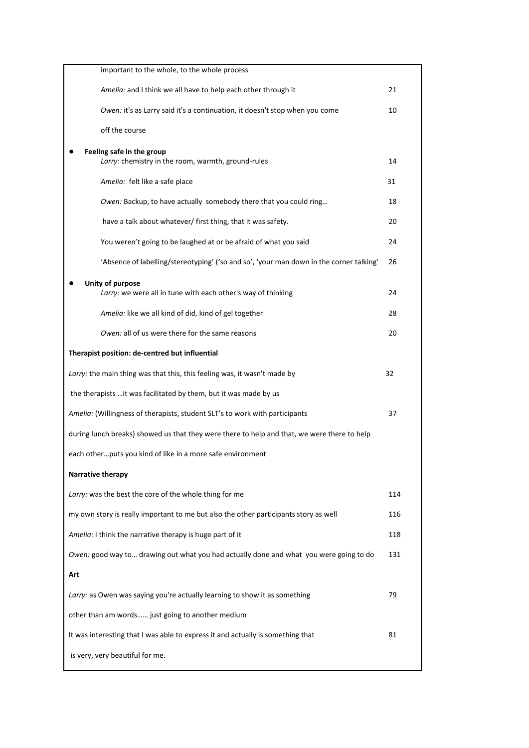| | |
|---|---|
| important to the whole, to the whole process | |
| *Amelia:* and I think we all have to help each other through it | 21 |
| *Owen:* it's as Larry said it's a continuation, it doesn't stop when you come off the course | 10 |
| ● **Feeling safe in the group** | |
| *Larry:* chemistry in the room, warmth, ground-rules | 14 |
| *Amelia:* felt like a safe place | 31 |
| *Owen:* Backup, to have actually somebody there that you could ring… | 18 |
| have a talk about whatever/ first thing, that it was safety. | 20 |
| You weren't going to be laughed at or be afraid of what you said | 24 |
| 'Absence of labelling/stereotyping' ('so and so', 'your man down in the corner talking' | 26 |
| ● **Unity of purpose** | |
| *Larry:* we were all in tune with each other's way of thinking | 24 |
| *Amelia:* like we all kind of did, kind of gel together | 28 |
| *Owen:* all of us were there for the same reasons | 20 |
| **Therapist position: de-centred but influential** | |
| *Larry:* the main thing was that this, this feeling was, it wasn't made by the therapists …it was facilitated by them, but it was made by us | 32 |
| *Amelia:* (Willingness of therapists, student SLT's to work with participants during lunch breaks) showed us that they were there to help and that, we were there to help each other…puts you kind of like in a more safe environment | 37 |
| **Narrative therapy** | |
| *Larry:* was the best the core of the whole thing for me | 114 |
| my own story is really important to me but also the other participants story as well | 116 |
| *Amelia:* I think the narrative therapy is huge part of it | 118 |
| *Owen:* good way to… drawing out what you had actually done and what you were going to do | 131 |
| **Art** | |
| *Larry:* as Owen was saying you're actually learning to show it as something other than am words…… just going to another medium | 79 |
| It was interesting that I was able to express it and actually is something that is very, very beautiful for me. | 81 |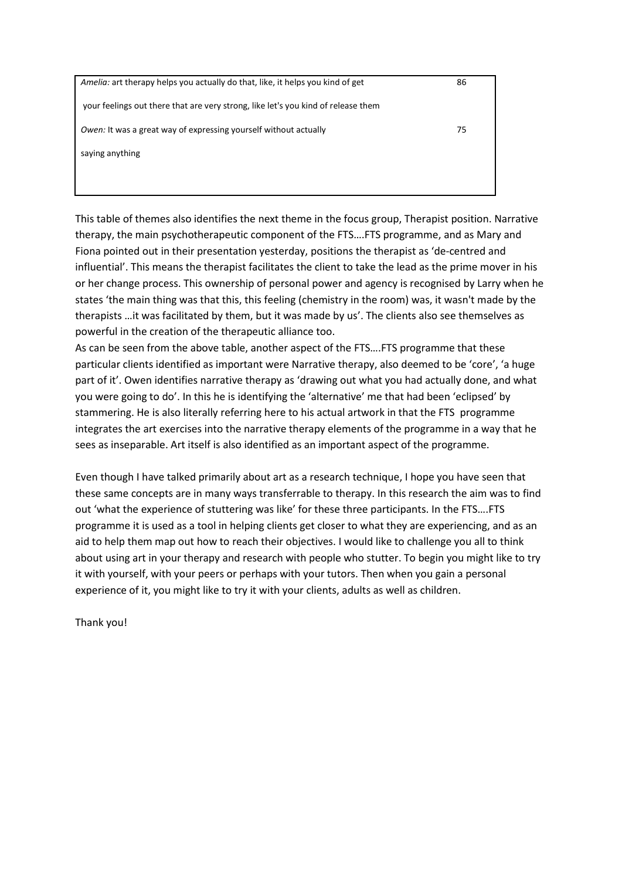| | |
|---|---|
| *Amelia:* art therapy helps you actually do that, like, it helps you kind of get your feelings out there that are very strong, like let's you kind of release them | 86 |
| *Owen:* It was a great way of expressing yourself without actually saying anything | 75 |

This table of themes also identifies the next theme in the focus group, Therapist position. Narrative therapy, the main psychotherapeutic component of the FTS….FTS programme, and as Mary and Fiona pointed out in their presentation yesterday, positions the therapist as 'de-centred and influential'. This means the therapist facilitates the client to take the lead as the prime mover in his or her change process. This ownership of personal power and agency is recognised by Larry when he states 'the main thing was that this, this feeling (chemistry in the room) was, it wasn't made by the therapists …it was facilitated by them, but it was made by us'. The clients also see themselves as powerful in the creation of the therapeutic alliance too.

As can be seen from the above table, another aspect of the FTS….FTS programme that these particular clients identified as important were Narrative therapy, also deemed to be 'core', 'a huge part of it'. Owen identifies narrative therapy as 'drawing out what you had actually done, and what you were going to do'. In this he is identifying the 'alternative' me that had been 'eclipsed' by stammering. He is also literally referring here to his actual artwork in that the FTS programme integrates the art exercises into the narrative therapy elements of the programme in a way that he sees as inseparable. Art itself is also identified as an important aspect of the programme.

Even though I have talked primarily about art as a research technique, I hope you have seen that these same concepts are in many ways transferrable to therapy. In this research the aim was to find out 'what the experience of stuttering was like' for these three participants. In the FTS….FTS programme it is used as a tool in helping clients get closer to what they are experiencing, and as an aid to help them map out how to reach their objectives. I would like to challenge you all to think about using art in your therapy and research with people who stutter. To begin you might like to try it with yourself, with your peers or perhaps with your tutors. Then when you gain a personal experience of it, you might like to try it with your clients, adults as well as children.

Thank you!